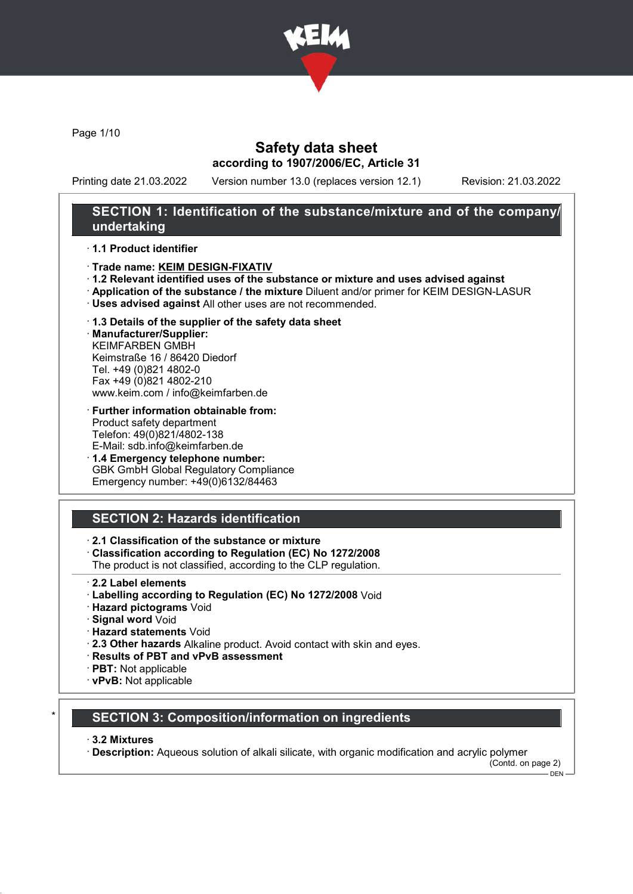# Safety data sheet

**according to 1907/2006/EC, Article 31**

Printing date 21.03.2022 Version number 13.0 (replaces version 12.1) Revision: 21.03.2022

## SECTION 1: Identification of the substance/mixture and of the company/undertaking

- **1.1 Product identifier**
- **Trade name: KEIM DESIGN-FIXATIV**
- **1.2 Relevant identified uses of the substance or mixture and uses advised against**
- **Application of the substance / the mixture** Diluent and/or primer for KEIM DESIGN-LASUR
- **Uses advised against** All other uses are not recommended.
- **1.3 Details of the supplier of the safety data sheet**
- **Manufacturer/Supplier:**
  KEIMFARBEN GMBH
  Keimstraße 16 / 86420 Diedorf
  Tel. +49 (0)821 4802-0
  Fax +49 (0)821 4802-210
  www.keim.com / info@keimfarben.de
- **Further information obtainable from:**
  Product safety department
  Telefon: 49(0)821/4802-138
  E-Mail: sdb.info@keimfarben.de
- **1.4 Emergency telephone number:**
  GBK GmbH Global Regulatory Compliance
  Emergency number: +49(0)6132/84463

## SECTION 2: Hazards identification

- **2.1 Classification of the substance or mixture**
- **Classification according to Regulation (EC) No 1272/2008**
  The product is not classified, according to the CLP regulation.
- **2.2 Label elements**
- **Labelling according to Regulation (EC) No 1272/2008** Void
- **Hazard pictograms** Void
- **Signal word** Void
- **Hazard statements** Void
- **2.3 Other hazards** Alkaline product. Avoid contact with skin and eyes.
- **Results of PBT and vPvB assessment**
- **PBT:** Not applicable
- **vPvB:** Not applicable

## SECTION 3: Composition/information on ingredients

- **3.2 Mixtures**
- **Description:** Aqueous solution of alkali silicate, with organic modification and acrylic polymer

(Contd. on page 2)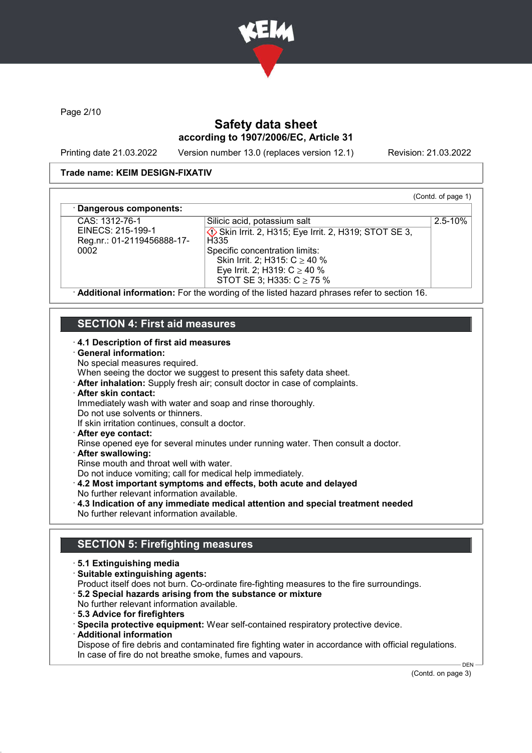# Safety data sheet
### according to 1907/2006/EC, Article 31

Printing date 21.03.2022 Version number 13.0 (replaces version 12.1) Revision: 21.03.2022

**Trade name: KEIM DESIGN-FIXATIV**

(Contd. of page 1)

· **Dangerous components:**

| | | |
|---|---|---|
| CAS: 1312-76-1<br>EINECS: 215-199-1<br>Reg.nr.: 01-2119456888-17-0002 | Silicic acid, potassium salt<br>Skin Irrit. 2, H315; Eye Irrit. 2, H319; STOT SE 3, H335<br>Specific concentration limits:<br>Skin Irrit. 2; H315: C ≥ 40 %<br>Eye Irrit. 2; H319: C ≥ 40 %<br>STOT SE 3; H335: C ≥ 75 % | 2.5-10% |

· **Additional information:** For the wording of the listed hazard phrases refer to section 16.

## SECTION 4: First aid measures

· **4.1 Description of first aid measures**
· **General information:**
No special measures required.
When seeing the doctor we suggest to present this safety data sheet.
· **After inhalation:** Supply fresh air; consult doctor in case of complaints.
· **After skin contact:**
Immediately wash with water and soap and rinse thoroughly.
Do not use solvents or thinners.
If skin irritation continues, consult a doctor.
· **After eye contact:**
Rinse opened eye for several minutes under running water. Then consult a doctor.
· **After swallowing:**
Rinse mouth and throat well with water.
Do not induce vomiting; call for medical help immediately.
· **4.2 Most important symptoms and effects, both acute and delayed**
No further relevant information available.
· **4.3 Indication of any immediate medical attention and special treatment needed**
No further relevant information available.

## SECTION 5: Firefighting measures

· **5.1 Extinguishing media**
· **Suitable extinguishing agents:**
Product itself does not burn. Co-ordinate fire-fighting measures to the fire surroundings.
· **5.2 Special hazards arising from the substance or mixture**
No further relevant information available.
· **5.3 Advice for firefighters**
· **Specila protective equipment:** Wear self-contained respiratory protective device.
· **Additional information**
Dispose of fire debris and contaminated fire fighting water in accordance with official regulations.
In case of fire do not breathe smoke, fumes and vapours.

(Contd. on page 3)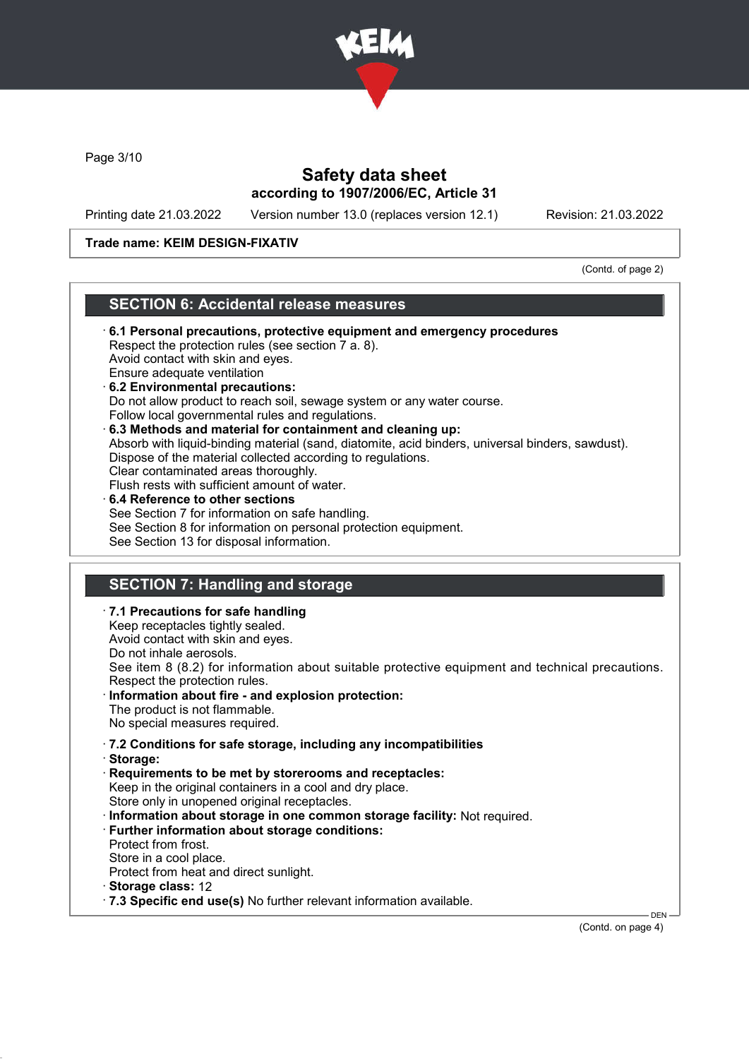# Safety data sheet
## according to 1907/2006/EC, Article 31

Printing date 21.03.2022 Version number 13.0 (replaces version 12.1) Revision: 21.03.2022

**Trade name: KEIM DESIGN-FIXATIV**

(Contd. of page 2)

## SECTION 6: Accidental release measures

· **6.1 Personal precautions, protective equipment and emergency procedures**
Respect the protection rules (see section 7 a. 8).
Avoid contact with skin and eyes.
Ensure adequate ventilation

· **6.2 Environmental precautions:**
Do not allow product to reach soil, sewage system or any water course.
Follow local governmental rules and regulations.

· **6.3 Methods and material for containment and cleaning up:**
Absorb with liquid-binding material (sand, diatomite, acid binders, universal binders, sawdust).
Dispose of the material collected according to regulations.
Clear contaminated areas thoroughly.
Flush rests with sufficient amount of water.

· **6.4 Reference to other sections**
See Section 7 for information on safe handling.
See Section 8 for information on personal protection equipment.
See Section 13 for disposal information.

## SECTION 7: Handling and storage

· **7.1 Precautions for safe handling**
Keep receptacles tightly sealed.
Avoid contact with skin and eyes.
Do not inhale aerosols.
See item 8 (8.2) for information about suitable protective equipment and technical precautions.
Respect the protection rules.

· **Information about fire - and explosion protection:**
The product is not flammable.
No special measures required.

· **7.2 Conditions for safe storage, including any incompatibilities**
· **Storage:**
· **Requirements to be met by storerooms and receptacles:**
Keep in the original containers in a cool and dry place.
Store only in unopened original receptacles.
· **Information about storage in one common storage facility:** Not required.
· **Further information about storage conditions:**
Protect from frost.
Store in a cool place.
Protect from heat and direct sunlight.
· **Storage class:** 12
· **7.3 Specific end use(s)** No further relevant information available.

(Contd. on page 4)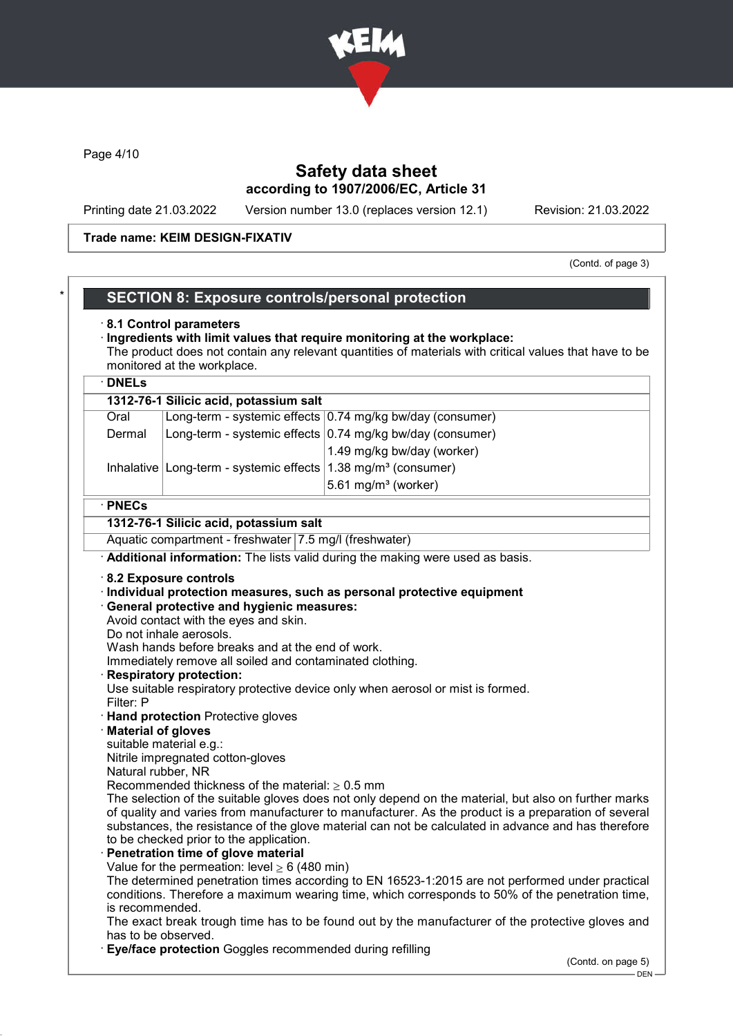Safety data sheet
according to 1907/2006/EC, Article 31

Printing date 21.03.2022 Version number 13.0 (replaces version 12.1) Revision: 21.03.2022

**Trade name: KEIM DESIGN-FIXATIV**

(Contd. of page 3)

## SECTION 8: Exposure controls/personal protection

· **8.1 Control parameters**

· **Ingredients with limit values that require monitoring at the workplace:**
The product does not contain any relevant quantities of materials with critical values that have to be monitored at the workplace.

· **DNELs**

| **1312-76-1 Silicic acid, potassium salt** | | |
|---|---|---|
| Oral | Long-term - systemic effects | 0.74 mg/kg bw/day (consumer) |
| Dermal | Long-term - systemic effects | 0.74 mg/kg bw/day (consumer) |
| | | 1.49 mg/kg bw/day (worker) |
| Inhalative | Long-term - systemic effects | 1.38 mg/m³ (consumer) |
| | | 5.61 mg/m³ (worker) |

· **PNECs**

| **1312-76-1 Silicic acid, potassium salt** | |
|---|---|
| Aquatic compartment - freshwater | 7.5 mg/l (freshwater) |

· **Additional information:** The lists valid during the making were used as basis.

· **8.2 Exposure controls**

· **Individual protection measures, such as personal protective equipment**

· **General protective and hygienic measures:**
Avoid contact with the eyes and skin.
Do not inhale aerosols.
Wash hands before breaks and at the end of work.
Immediately remove all soiled and contaminated clothing.

· **Respiratory protection:**
Use suitable respiratory protective device only when aerosol or mist is formed.
Filter: P

· **Hand protection** Protective gloves

· **Material of gloves**
suitable material e.g.:
Nitrile impregnated cotton-gloves
Natural rubber, NR
Recommended thickness of the material: ≥ 0.5 mm
The selection of the suitable gloves does not only depend on the material, but also on further marks of quality and varies from manufacturer to manufacturer. As the product is a preparation of several substances, the resistance of the glove material can not be calculated in advance and has therefore to be checked prior to the application.

· **Penetration time of glove material**
Value for the permeation: level ≥ 6 (480 min)
The determined penetration times according to EN 16523-1:2015 are not performed under practical conditions. Therefore a maximum wearing time, which corresponds to 50% of the penetration time, is recommended.
The exact break trough time has to be found out by the manufacturer of the protective gloves and has to be observed.

· **Eye/face protection** Goggles recommended during refilling

(Contd. on page 5)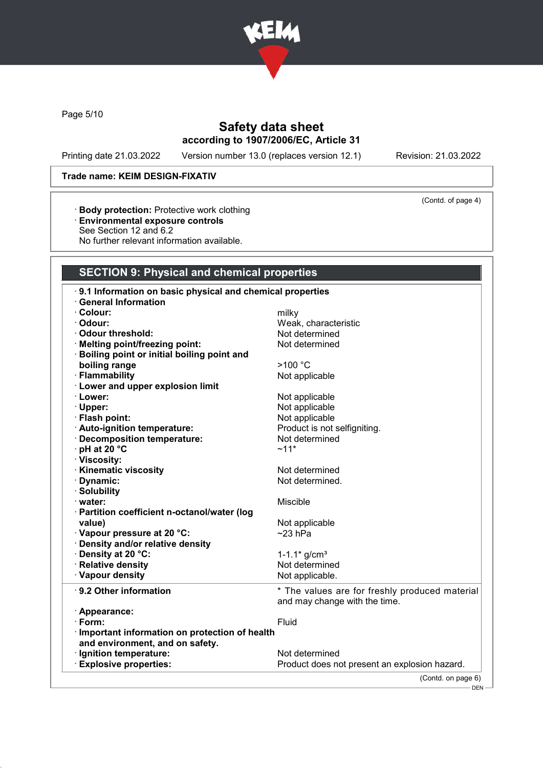Trade name: KEIM DESIGN-FIXATIV

(Contd. of page 4)

· **Body protection:** Protective work clothing
· **Environmental exposure controls**
See Section 12 and 6.2
No further relevant information available.

## SECTION 9: Physical and chemical properties

· **9.1 Information on basic physical and chemical properties**
· **General Information**

| | |
|---|---|
| · **Colour:** | milky |
| · **Odour:** | Weak, characteristic |
| · **Odour threshold:** | Not determined |
| · **Melting point/freezing point:** | Not determined |
| · **Boiling point or initial boiling point and boiling range** | >100 °C |
| · **Flammability** | Not applicable |
| · **Lower and upper explosion limit** | |
| · **Lower:** | Not applicable |
| · **Upper:** | Not applicable |
| · **Flash point:** | Not applicable |
| · **Auto-ignition temperature:** | Product is not selfigniting. |
| · **Decomposition temperature:** | Not determined |
| · **pH at 20 °C** | ~11* |
| · **Viscosity:** | |
| · **Kinematic viscosity** | Not determined |
| · **Dynamic:** | Not determined. |
| · **Solubility** | |
| · **water:** | Miscible |
| · **Partition coefficient n-octanol/water (log value)** | Not applicable |
| · **Vapour pressure at 20 °C:** | ~23 hPa |
| · **Density and/or relative density** | |
| · **Density at 20 °C:** | 1-1.1* g/cm³ |
| · **Relative density** | Not determined |
| · **Vapour density** | Not applicable. |

| | |
|---|---|
| · **9.2 Other information** | * The values are for freshly produced material and may change with the time. |
| · **Appearance:** | |
| · **Form:** | Fluid |
| · **Important information on protection of health and environment, and on safety.** | |
| · **Ignition temperature:** | Not determined |
| · **Explosive properties:** | Product does not present an explosion hazard. |

(Contd. on page 6)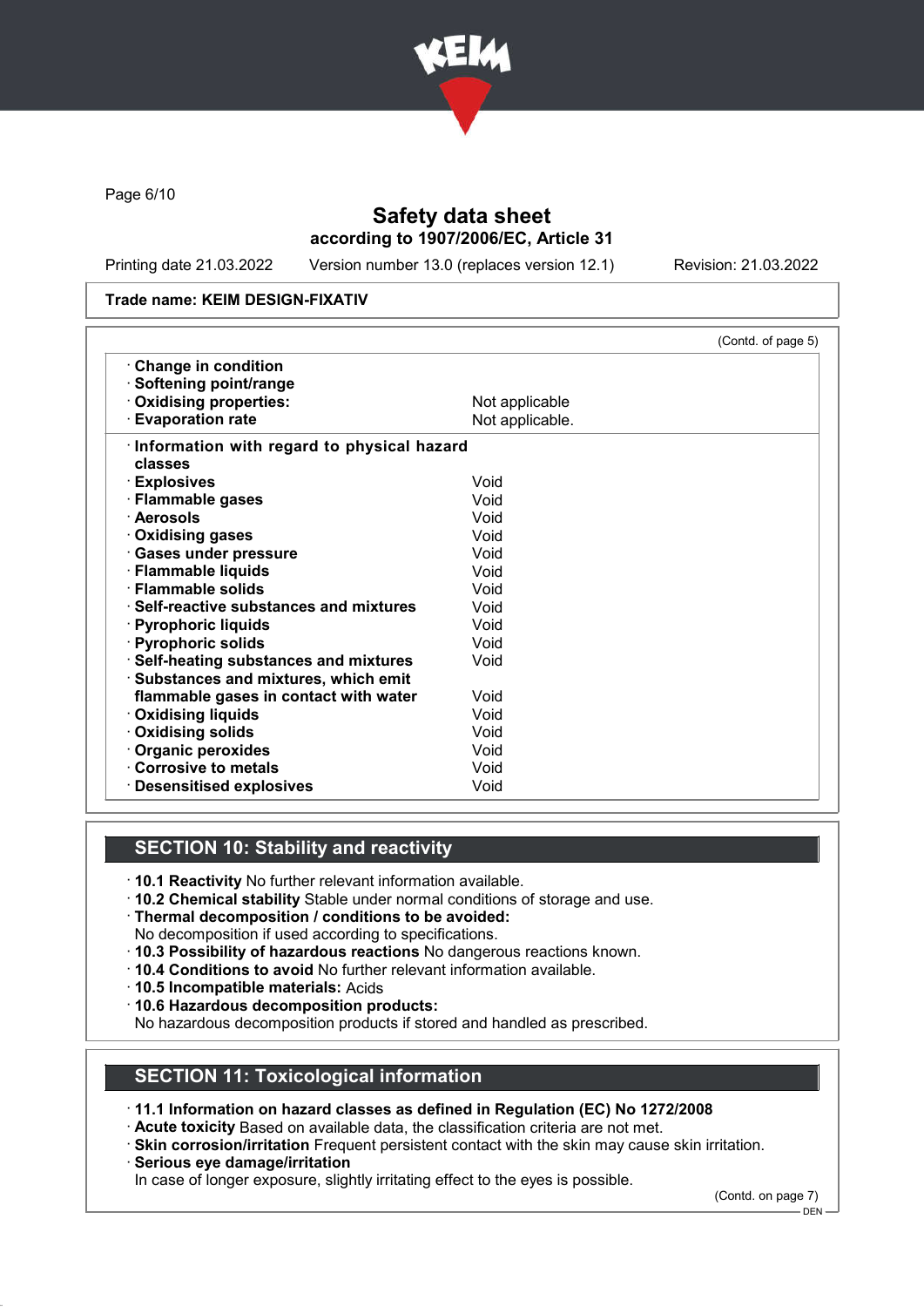Trade name: KEIM DESIGN-FIXATIV

(Contd. of page 5)

| | |
|---|---|
| · **Change in condition** | |
| · **Softening point/range** | |
| · **Oxidising properties:** | Not applicable |
| · **Evaporation rate** | Not applicable. |

| | |
|---|---|
| · **Information with regard to physical hazard classes** | |
| · **Explosives** | Void |
| · **Flammable gases** | Void |
| · **Aerosols** | Void |
| · **Oxidising gases** | Void |
| · **Gases under pressure** | Void |
| · **Flammable liquids** | Void |
| · **Flammable solids** | Void |
| · **Self-reactive substances and mixtures** | Void |
| · **Pyrophoric liquids** | Void |
| · **Pyrophoric solids** | Void |
| · **Self-heating substances and mixtures** | Void |
| · **Substances and mixtures, which emit flammable gases in contact with water** | Void |
| · **Oxidising liquids** | Void |
| · **Oxidising solids** | Void |
| · **Organic peroxides** | Void |
| · **Corrosive to metals** | Void |
| · **Desensitised explosives** | Void |

## SECTION 10: Stability and reactivity

· **10.1 Reactivity** No further relevant information available.
· **10.2 Chemical stability** Stable under normal conditions of storage and use.
· **Thermal decomposition / conditions to be avoided:**
No decomposition if used according to specifications.
· **10.3 Possibility of hazardous reactions** No dangerous reactions known.
· **10.4 Conditions to avoid** No further relevant information available.
· **10.5 Incompatible materials:** Acids
· **10.6 Hazardous decomposition products:**
No hazardous decomposition products if stored and handled as prescribed.

## SECTION 11: Toxicological information

· **11.1 Information on hazard classes as defined in Regulation (EC) No 1272/2008**
· **Acute toxicity** Based on available data, the classification criteria are not met.
· **Skin corrosion/irritation** Frequent persistent contact with the skin may cause skin irritation.
· **Serious eye damage/irritation**
In case of longer exposure, slightly irritating effect to the eyes is possible.

(Contd. on page 7)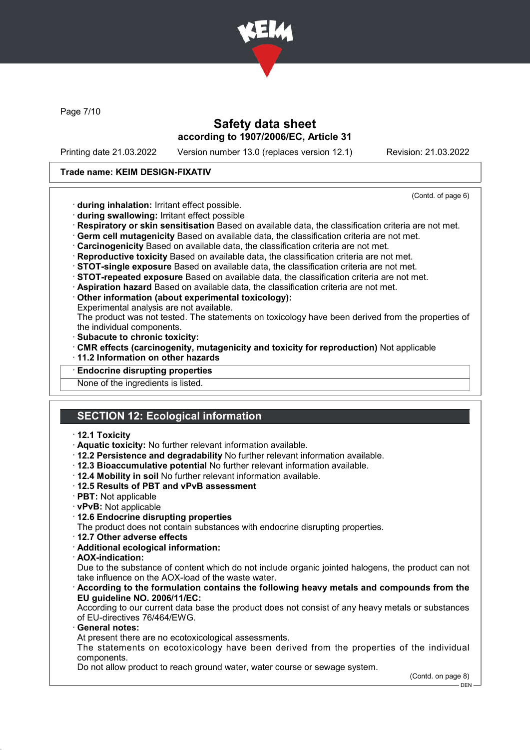**Trade name: KEIM DESIGN-FIXATIV**

(Contd. of page 6)

· **during inhalation:** Irritant effect possible.
· **during swallowing:** Irritant effect possible
· **Respiratory or skin sensitisation** Based on available data, the classification criteria are not met.
· **Germ cell mutagenicity** Based on available data, the classification criteria are not met.
· **Carcinogenicity** Based on available data, the classification criteria are not met.
· **Reproductive toxicity** Based on available data, the classification criteria are not met.
· **STOT-single exposure** Based on available data, the classification criteria are not met.
· **STOT-repeated exposure** Based on available data, the classification criteria are not met.
· **Aspiration hazard** Based on available data, the classification criteria are not met.
· **Other information (about experimental toxicology):**
Experimental analysis are not available.
The product was not tested. The statements on toxicology have been derived from the properties of the individual components.
· **Subacute to chronic toxicity:**
· **CMR effects (carcinogenity, mutagenicity and toxicity for reproduction)** Not applicable
· **11.2 Information on other hazards**

· **Endocrine disrupting properties**
None of the ingredients is listed.

## SECTION 12: Ecological information

· **12.1 Toxicity**
· **Aquatic toxicity:** No further relevant information available.
· **12.2 Persistence and degradability** No further relevant information available.
· **12.3 Bioaccumulative potential** No further relevant information available.
· **12.4 Mobility in soil** No further relevant information available.
· **12.5 Results of PBT and vPvB assessment**
· **PBT:** Not applicable
· **vPvB:** Not applicable
· **12.6 Endocrine disrupting properties**
The product does not contain substances with endocrine disrupting properties.
· **12.7 Other adverse effects**
· **Additional ecological information:**
· **AOX-indication:**
Due to the substance of content which do not include organic jointed halogens, the product can not take influence on the AOX-load of the waste water.
· **According to the formulation contains the following heavy metals and compounds from the EU guideline NO. 2006/11/EC:**
According to our current data base the product does not consist of any heavy metals or substances of EU-directives 76/464/EWG.
· **General notes:**
At present there are no ecotoxicological assessments.
The statements on ecotoxicology have been derived from the properties of the individual components.
Do not allow product to reach ground water, water course or sewage system.

(Contd. on page 8)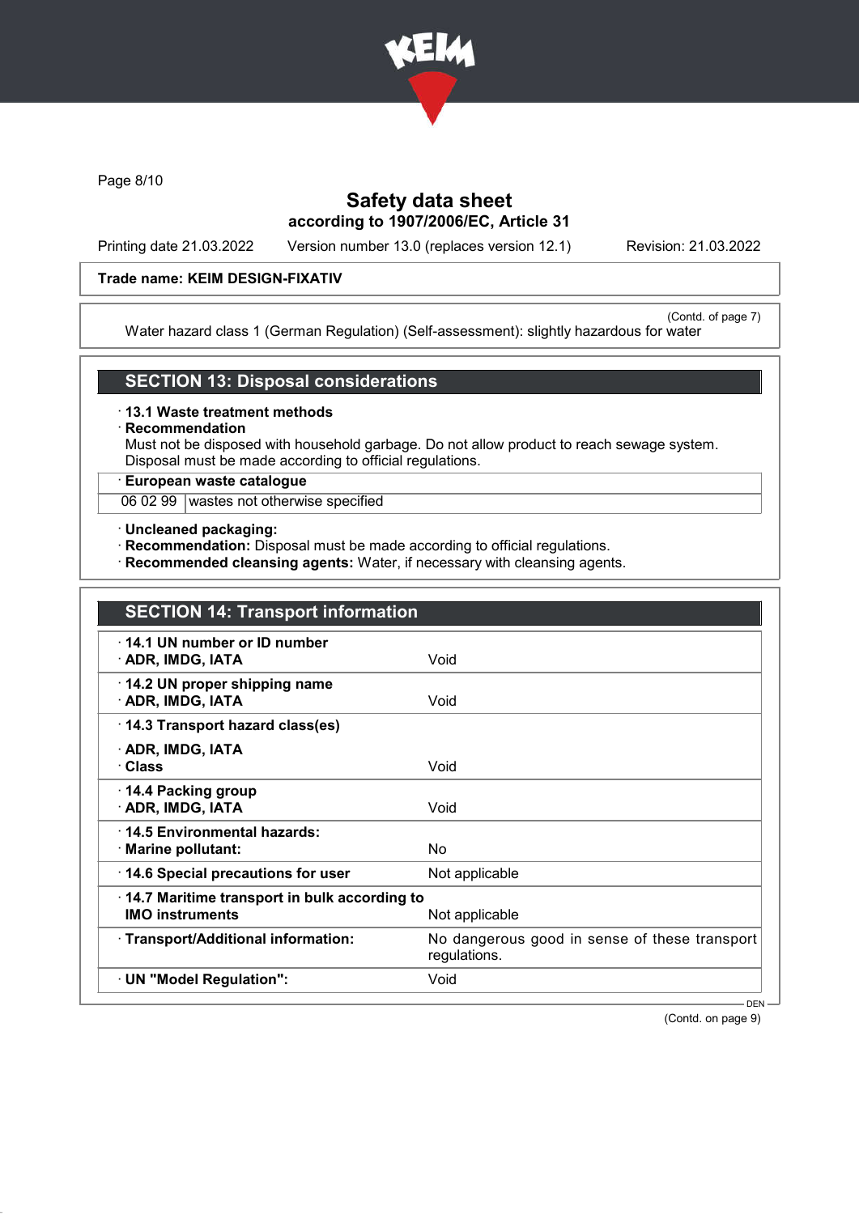Trade name: KEIM DESIGN-FIXATIV

(Contd. of page 7)

Water hazard class 1 (German Regulation) (Self-assessment): slightly hazardous for water

## SECTION 13: Disposal considerations

· **13.1 Waste treatment methods**
· **Recommendation**
Must not be disposed with household garbage. Do not allow product to reach sewage system.
Disposal must be made according to official regulations.

| · **European waste catalogue** | |
|---|---|
| 06 02 99 | wastes not otherwise specified |

· **Uncleaned packaging:**
· **Recommendation:** Disposal must be made according to official regulations.
· **Recommended cleansing agents:** Water, if necessary with cleansing agents.

## SECTION 14: Transport information

| | |
|---|---|
| · **14.1 UN number or ID number** | |
| · **ADR, IMDG, IATA** | Void |
| · **14.2 UN proper shipping name** | |
| · **ADR, IMDG, IATA** | Void |
| · **14.3 Transport hazard class(es)** | |
| · **ADR, IMDG, IATA** | |
| · **Class** | Void |
| · **14.4 Packing group** | |
| · **ADR, IMDG, IATA** | Void |
| · **14.5 Environmental hazards:** | |
| · **Marine pollutant:** | No |
| · **14.6 Special precautions for user** | Not applicable |
| · **14.7 Maritime transport in bulk according to IMO instruments** | Not applicable |
| · **Transport/Additional information:** | No dangerous good in sense of these transport regulations. |
| · **UN "Model Regulation":** | Void |

(Contd. on page 9)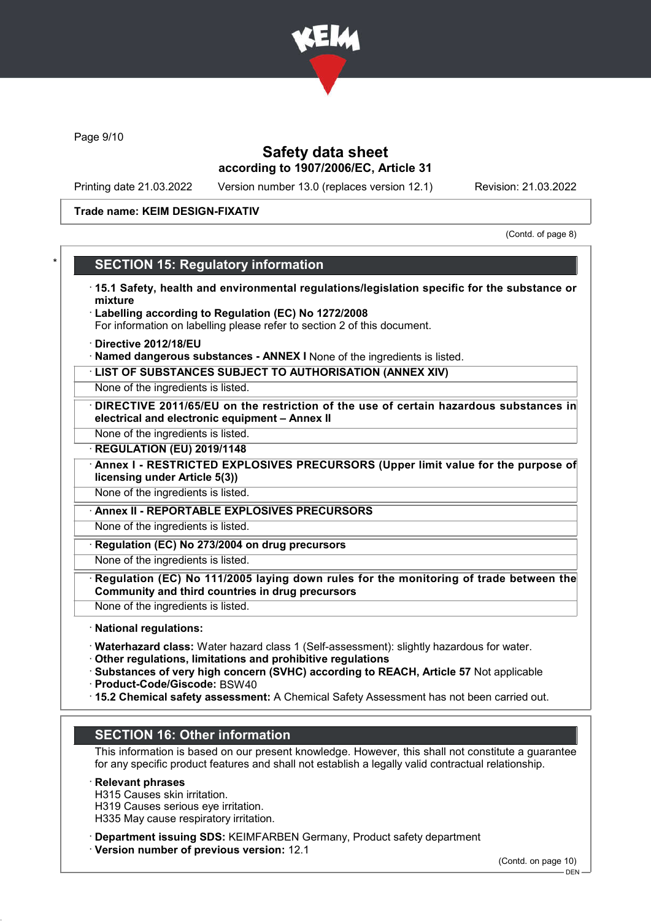# Safety data sheet

according to 1907/2006/EC, Article 31

Printing date 21.03.2022 Version number 13.0 (replaces version 12.1) Revision: 21.03.2022

**Trade name: KEIM DESIGN-FIXATIV**

(Contd. of page 8)

## SECTION 15: Regulatory information

· **15.1 Safety, health and environmental regulations/legislation specific for the substance or mixture**

· **Labelling according to Regulation (EC) No 1272/2008**
For information on labelling please refer to section 2 of this document.

· **Directive 2012/18/EU**

· **Named dangerous substances - ANNEX I** None of the ingredients is listed.

· **LIST OF SUBSTANCES SUBJECT TO AUTHORISATION (ANNEX XIV)**
None of the ingredients is listed.

· **DIRECTIVE 2011/65/EU on the restriction of the use of certain hazardous substances in electrical and electronic equipment – Annex II**
None of the ingredients is listed.

· **REGULATION (EU) 2019/1148**

· **Annex I - RESTRICTED EXPLOSIVES PRECURSORS (Upper limit value for the purpose of licensing under Article 5(3))**
None of the ingredients is listed.

· **Annex II - REPORTABLE EXPLOSIVES PRECURSORS**
None of the ingredients is listed.

· **Regulation (EC) No 273/2004 on drug precursors**
None of the ingredients is listed.

· **Regulation (EC) No 111/2005 laying down rules for the monitoring of trade between the Community and third countries in drug precursors**
None of the ingredients is listed.

· **National regulations:**

· **Waterhazard class:** Water hazard class 1 (Self-assessment): slightly hazardous for water.

· **Other regulations, limitations and prohibitive regulations**

· **Substances of very high concern (SVHC) according to REACH, Article 57** Not applicable

· **Product-Code/Giscode:** BSW40

· **15.2 Chemical safety assessment:** A Chemical Safety Assessment has not been carried out.

## SECTION 16: Other information

This information is based on our present knowledge. However, this shall not constitute a guarantee for any specific product features and shall not establish a legally valid contractual relationship.

· **Relevant phrases**
H315 Causes skin irritation.
H319 Causes serious eye irritation.
H335 May cause respiratory irritation.

· **Department issuing SDS:** KEIMFARBEN Germany, Product safety department

· **Version number of previous version:** 12.1

(Contd. on page 10)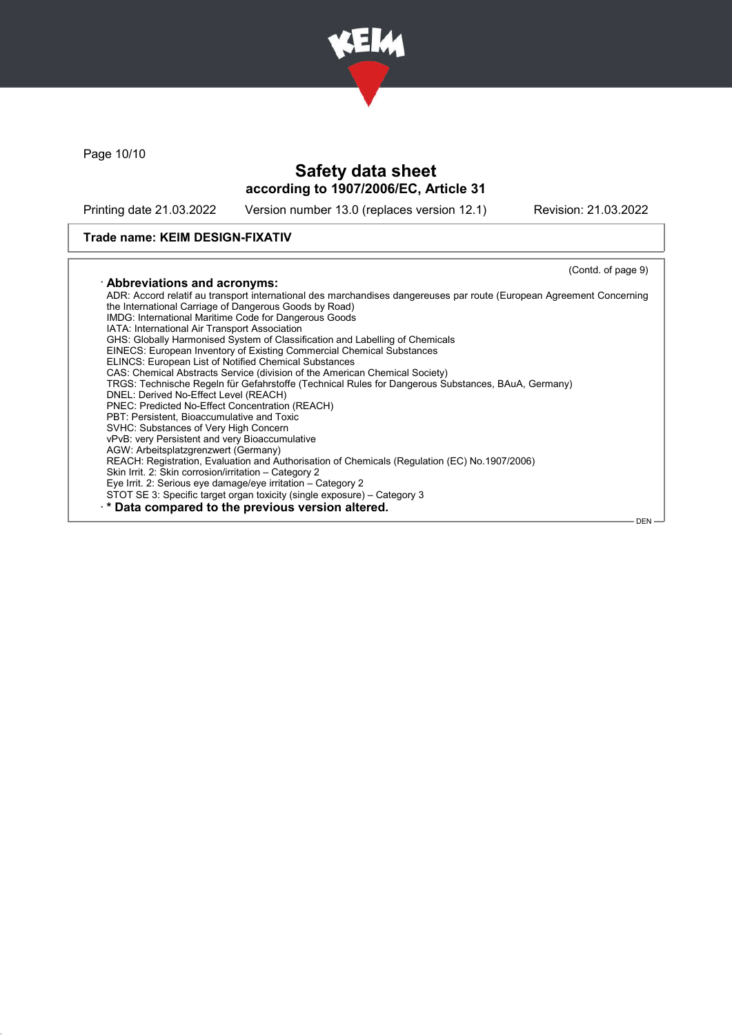# Safety data sheet
## according to 1907/2006/EC, Article 31

Printing date 21.03.2022    Version number 13.0 (replaces version 12.1)    Revision: 21.03.2022

**Trade name: KEIM DESIGN-FIXATIV**

(Contd. of page 9)

· **Abbreviations and acronyms:**

ADR: Accord relatif au transport international des marchandises dangereuses par route (European Agreement Concerning the International Carriage of Dangerous Goods by Road)
IMDG: International Maritime Code for Dangerous Goods
IATA: International Air Transport Association
GHS: Globally Harmonised System of Classification and Labelling of Chemicals
EINECS: European Inventory of Existing Commercial Chemical Substances
ELINCS: European List of Notified Chemical Substances
CAS: Chemical Abstracts Service (division of the American Chemical Society)
TRGS: Technische Regeln für Gefahrstoffe (Technical Rules for Dangerous Substances, BAuA, Germany)
DNEL: Derived No-Effect Level (REACH)
PNEC: Predicted No-Effect Concentration (REACH)
PBT: Persistent, Bioaccumulative and Toxic
SVHC: Substances of Very High Concern
vPvB: very Persistent and very Bioaccumulative
AGW: Arbeitsplatzgrenzwert (Germany)
REACH: Registration, Evaluation and Authorisation of Chemicals (Regulation (EC) No.1907/2006)
Skin Irrit. 2: Skin corrosion/irritation – Category 2
Eye Irrit. 2: Serious eye damage/eye irritation – Category 2
STOT SE 3: Specific target organ toxicity (single exposure) – Category 3

· **\* Data compared to the previous version altered.**

DEN